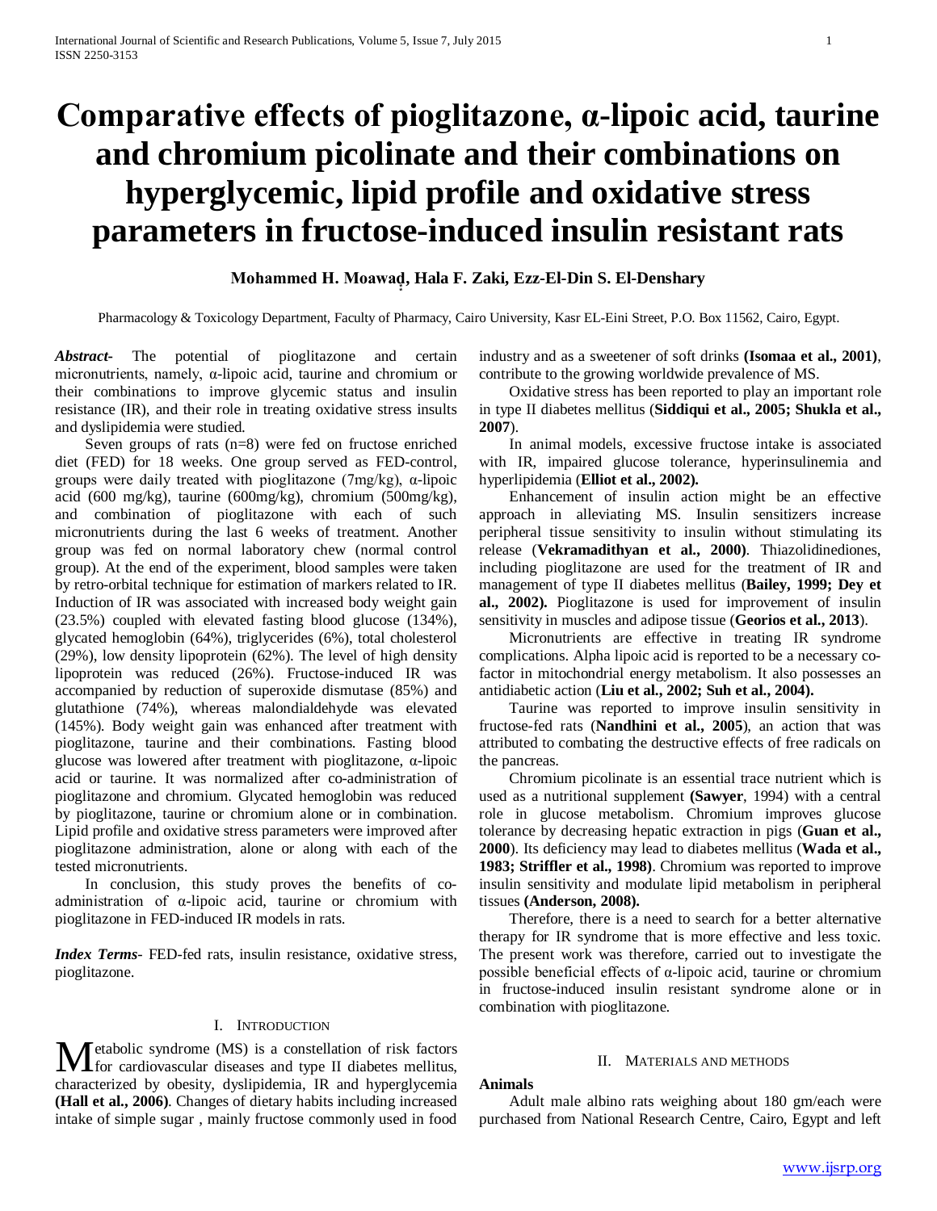# Comparative effects of pioglitazone, α-lipoic acid, taurine and chromium picolinate and their combinations on hyperglycemic, lipid profile and oxidative stress parameters in fructose-induced insulin resistant rats

**Mohammed H. Moawad, Hala F. Zaki, Ezz-El-Din S. El-Denshary**

Pharmacology & Toxicology Department, Faculty of Pharmacy, Cairo University, Kasr EL-Eini Street, P.O. Box 11562, Cairo, Egypt.

***Abstract*-** The potential of pioglitazone and certain micronutrients, namely, α-lipoic acid, taurine and chromium or their combinations to improve glycemic status and insulin resistance (IR), and their role in treating oxidative stress insults and dyslipidemia were studied.

Seven groups of rats (n=8) were fed on fructose enriched diet (FED) for 18 weeks. One group served as FED-control, groups were daily treated with pioglitazone (7mg/kg), α-lipoic acid (600 mg/kg), taurine (600mg/kg), chromium (500mg/kg), and combination of pioglitazone with each of such micronutrients during the last 6 weeks of treatment. Another group was fed on normal laboratory chew (normal control group). At the end of the experiment, blood samples were taken by retro-orbital technique for estimation of markers related to IR. Induction of IR was associated with increased body weight gain (23.5%) coupled with elevated fasting blood glucose (134%), glycated hemoglobin (64%), triglycerides (6%), total cholesterol (29%), low density lipoprotein (62%). The level of high density lipoprotein was reduced (26%). Fructose-induced IR was accompanied by reduction of superoxide dismutase (85%) and glutathione (74%), whereas malondialdehyde was elevated (145%). Body weight gain was enhanced after treatment with pioglitazone, taurine and their combinations. Fasting blood glucose was lowered after treatment with pioglitazone, α-lipoic acid or taurine. It was normalized after co-administration of pioglitazone and chromium. Glycated hemoglobin was reduced by pioglitazone, taurine or chromium alone or in combination. Lipid profile and oxidative stress parameters were improved after pioglitazone administration, alone or along with each of the tested micronutrients.

In conclusion, this study proves the benefits of co-administration of α-lipoic acid, taurine or chromium with pioglitazone in FED-induced IR models in rats.

***Index Terms*-** FED-fed rats, insulin resistance, oxidative stress, pioglitazone.

## I. Introduction

Metabolic syndrome (MS) is a constellation of risk factors for cardiovascular diseases and type II diabetes mellitus, characterized by obesity, dyslipidemia, IR and hyperglycemia **(Hall et al., 2006)**. Changes of dietary habits including increased intake of simple sugar , mainly fructose commonly used in food industry and as a sweetener of soft drinks **(Isomaa et al., 2001)**, contribute to the growing worldwide prevalence of MS.

Oxidative stress has been reported to play an important role in type II diabetes mellitus (**Siddiqui et al., 2005; Shukla et al., 2007**).

In animal models, excessive fructose intake is associated with IR, impaired glucose tolerance, hyperinsulinemia and hyperlipidemia (**Elliot et al., 2002).**

Enhancement of insulin action might be an effective approach in alleviating MS. Insulin sensitizers increase peripheral tissue sensitivity to insulin without stimulating its release (**Vekramadithyan et al., 2000)**. Thiazolidinediones, including pioglitazone are used for the treatment of IR and management of type II diabetes mellitus (**Bailey, 1999; Dey et al., 2002).** Pioglitazone is used for improvement of insulin sensitivity in muscles and adipose tissue (**Georios et al., 2013**).

Micronutrients are effective in treating IR syndrome complications. Alpha lipoic acid is reported to be a necessary co-factor in mitochondrial energy metabolism. It also possesses an antidiabetic action (**Liu et al., 2002; Suh et al., 2004).**

Taurine was reported to improve insulin sensitivity in fructose-fed rats (**Nandhini et al., 2005**), an action that was attributed to combating the destructive effects of free radicals on the pancreas.

Chromium picolinate is an essential trace nutrient which is used as a nutritional supplement **(Sawyer**, 1994) with a central role in glucose metabolism. Chromium improves glucose tolerance by decreasing hepatic extraction in pigs (**Guan et al., 2000**). Its deficiency may lead to diabetes mellitus (**Wada et al., 1983; Striffler et al., 1998)**. Chromium was reported to improve insulin sensitivity and modulate lipid metabolism in peripheral tissues **(Anderson, 2008).**

Therefore, there is a need to search for a better alternative therapy for IR syndrome that is more effective and less toxic. The present work was therefore, carried out to investigate the possible beneficial effects of α-lipoic acid, taurine or chromium in fructose-induced insulin resistant syndrome alone or in combination with pioglitazone.

## II. Materials and methods

### Animals

Adult male albino rats weighing about 180 gm/each were purchased from National Research Centre, Cairo, Egypt and left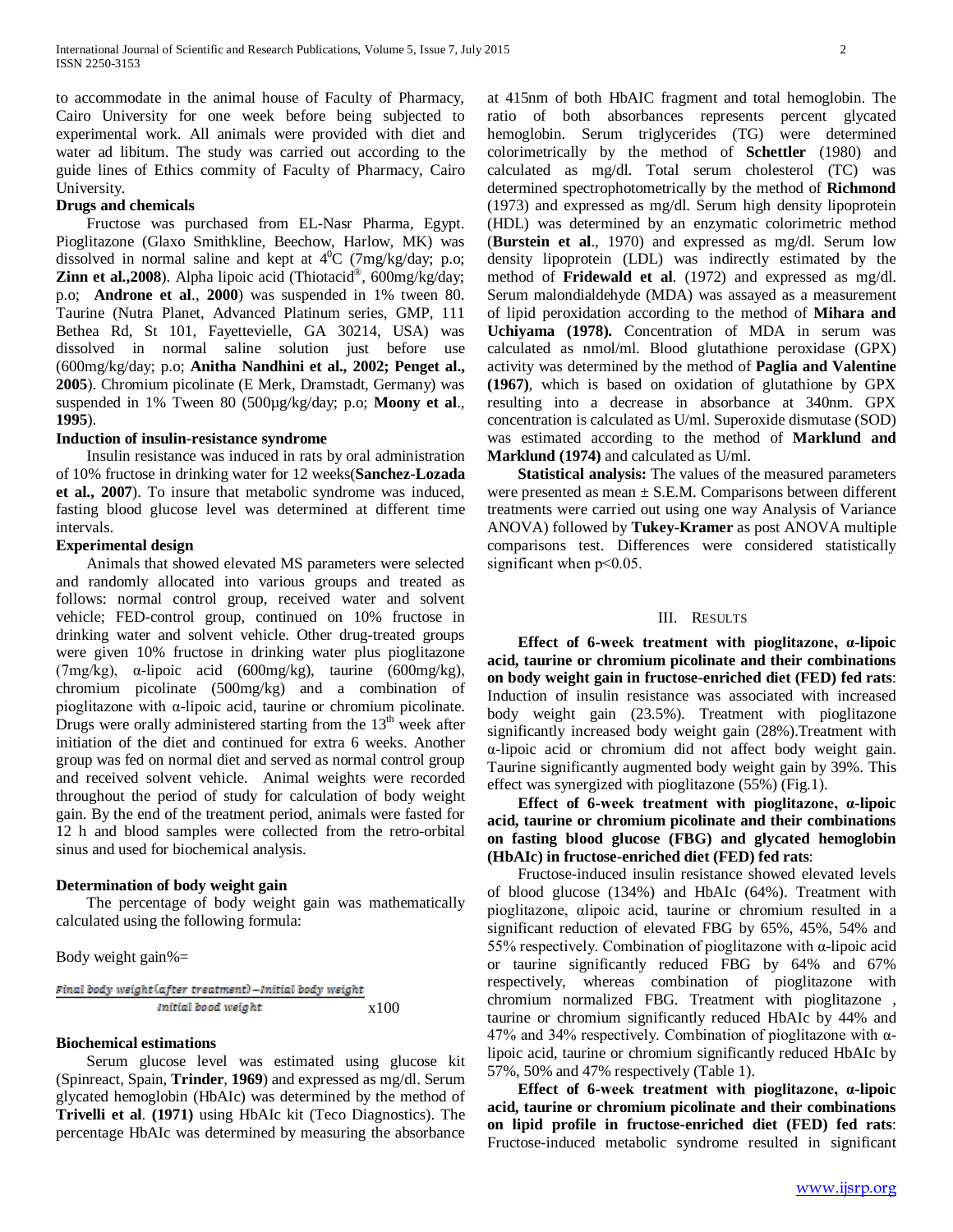to accommodate in the animal house of Faculty of Pharmacy, Cairo University for one week before being subjected to experimental work. All animals were provided with diet and water ad libitum. The study was carried out according to the guide lines of Ethics commity of Faculty of Pharmacy, Cairo University.

**Drugs and chemicals**

Fructose was purchased from EL-Nasr Pharma, Egypt. Pioglitazone (Glaxo Smithkline, Beechow, Harlow, MK) was dissolved in normal saline and kept at $4^0$C (7mg/kg/day; p.o; **Zinn et al.,2008**). Alpha lipoic acid (Thiotacid®, 600mg/kg/day; p.o; **Androne et al**., **2000**) was suspended in 1% tween 80. Taurine (Nutra Planet, Advanced Platinum series, GMP, 111 Bethea Rd, St 101, Fayettevielle, GA 30214, USA) was dissolved in normal saline solution just before use (600mg/kg/day; p.o; **Anitha Nandhini et al., 2002; Penget al., 2005**). Chromium picolinate (E Merk, Dramstadt, Germany) was suspended in 1% Tween 80 (500µg/kg/day; p.o; **Moony et al**., **1995**).

**Induction of insulin-resistance syndrome**

Insulin resistance was induced in rats by oral administration of 10% fructose in drinking water for 12 weeks(**Sanchez-Lozada et al., 2007**). To insure that metabolic syndrome was induced, fasting blood glucose level was determined at different time intervals.

**Experimental design**

Animals that showed elevated MS parameters were selected and randomly allocated into various groups and treated as follows: normal control group, received water and solvent vehicle; FED-control group, continued on 10% fructose in drinking water and solvent vehicle. Other drug-treated groups were given 10% fructose in drinking water plus pioglitazone (7mg/kg), α-lipoic acid (600mg/kg), taurine (600mg/kg), chromium picolinate (500mg/kg) and a combination of pioglitazone with α-lipoic acid, taurine or chromium picolinate. Drugs were orally administered starting from the $13^{th}$ week after initiation of the diet and continued for extra 6 weeks. Another group was fed on normal diet and served as normal control group and received solvent vehicle. Animal weights were recorded throughout the period of study for calculation of body weight gain. By the end of the treatment period, animals were fasted for 12 h and blood samples were collected from the retro-orbital sinus and used for biochemical analysis.

**Determination of body weight gain**

The percentage of body weight gain was mathematically calculated using the following formula:

Body weight gain%=

$$\frac{\text{Final body weight(after treatment)} - \text{Initial body weight}}{\text{Initial bood weight}} \times 100$$

**Biochemical estimations**

Serum glucose level was estimated using glucose kit (Spinreact, Spain, **Trinder**, **1969**) and expressed as mg/dl. Serum glycated hemoglobin (HbAIc) was determined by the method of **Trivelli et al**. **(1971)** using HbAIc kit (Teco Diagnostics). The percentage HbAIc was determined by measuring the absorbance at 415nm of both HbAIC fragment and total hemoglobin. The ratio of both absorbances represents percent glycated hemoglobin. Serum triglycerides (TG) were determined colorimetrically by the method of **Schettler** (1980) and calculated as mg/dl. Total serum cholesterol (TC) was determined spectrophotometrically by the method of **Richmond** (1973) and expressed as mg/dl. Serum high density lipoprotein (HDL) was determined by an enzymatic colorimetric method (**Burstein et al**., 1970) and expressed as mg/dl. Serum low density lipoprotein (LDL) was indirectly estimated by the method of **Fridewald et al**. (1972) and expressed as mg/dl. Serum malondialdehyde (MDA) was assayed as a measurement of lipid peroxidation according to the method of **Mihara and Uchiyama (1978).** Concentration of MDA in serum was calculated as nmol/ml. Blood glutathione peroxidase (GPX) activity was determined by the method of **Paglia and Valentine (1967)**, which is based on oxidation of glutathione by GPX resulting into a decrease in absorbance at 340nm. GPX concentration is calculated as U/ml. Superoxide dismutase (SOD) was estimated according to the method of **Marklund and Marklund (1974)** and calculated as U/ml.

**Statistical analysis:** The values of the measured parameters were presented as mean ± S.E.M. Comparisons between different treatments were carried out using one way Analysis of Variance ANOVA) followed by **Tukey-Kramer** as post ANOVA multiple comparisons test. Differences were considered statistically significant when $p<0.05$.

## III. Results

**Effect of 6-week treatment with pioglitazone, α-lipoic acid, taurine or chromium picolinate and their combinations on body weight gain in fructose-enriched diet (FED) fed rats**: Induction of insulin resistance was associated with increased body weight gain (23.5%). Treatment with pioglitazone significantly increased body weight gain (28%).Treatment with α-lipoic acid or chromium did not affect body weight gain. Taurine significantly augmented body weight gain by 39%. This effect was synergized with pioglitazone (55%) (Fig.1).

**Effect of 6-week treatment with pioglitazone, α-lipoic acid, taurine or chromium picolinate and their combinations on fasting blood glucose (FBG) and glycated hemoglobin (HbAIc) in fructose-enriched diet (FED) fed rats**:

Fructose-induced insulin resistance showed elevated levels of blood glucose (134%) and HbAIc (64%). Treatment with pioglitazone, αlipoic acid, taurine or chromium resulted in a significant reduction of elevated FBG by 65%, 45%, 54% and 55% respectively. Combination of pioglitazone with α-lipoic acid or taurine significantly reduced FBG by 64% and 67% respectively, whereas combination of pioglitazone with chromium normalized FBG. Treatment with pioglitazone , taurine or chromium significantly reduced HbAIc by 44% and 47% and 34% respectively. Combination of pioglitazone with α-lipoic acid, taurine or chromium significantly reduced HbAIc by 57%, 50% and 47% respectively (Table 1).

**Effect of 6-week treatment with pioglitazone, α-lipoic acid, taurine or chromium picolinate and their combinations on lipid profile in fructose-enriched diet (FED) fed rats**: Fructose-induced metabolic syndrome resulted in significant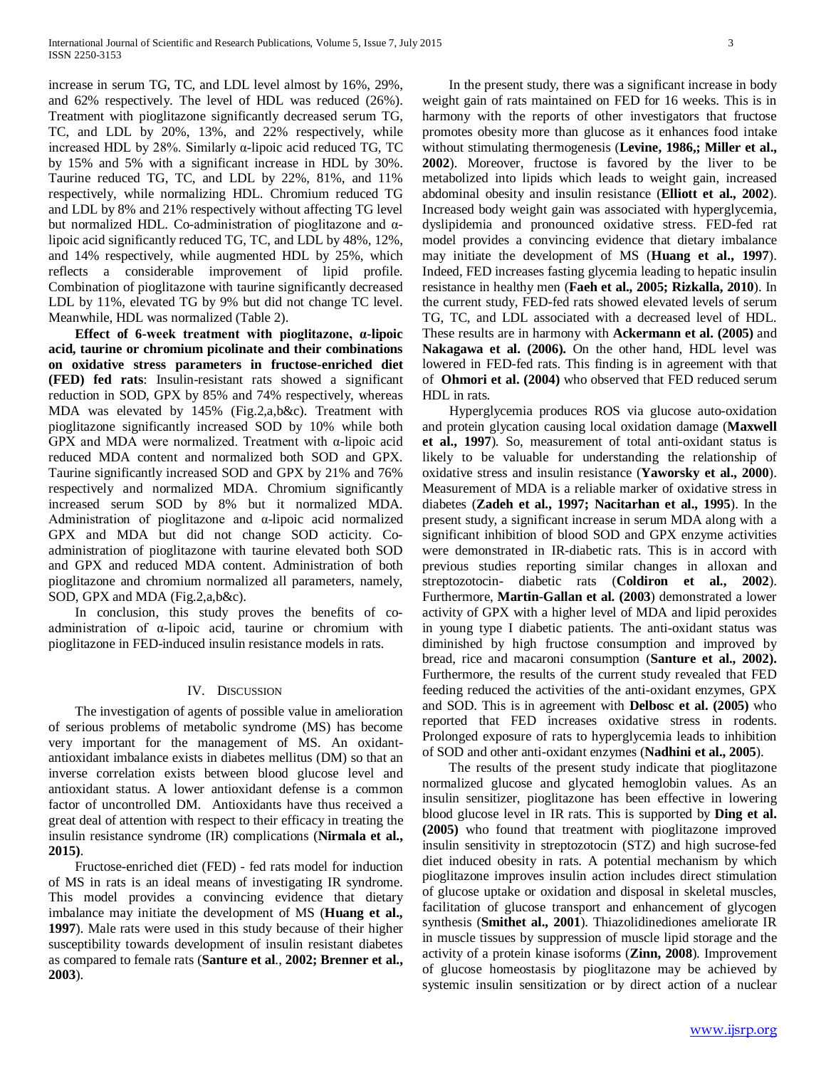increase in serum TG, TC, and LDL level almost by 16%, 29%, and 62% respectively. The level of HDL was reduced (26%). Treatment with pioglitazone significantly decreased serum TG, TC, and LDL by 20%, 13%, and 22% respectively, while increased HDL by 28%. Similarly α-lipoic acid reduced TG, TC by 15% and 5% with a significant increase in HDL by 30%. Taurine reduced TG, TC, and LDL by 22%, 81%, and 11% respectively, while normalizing HDL. Chromium reduced TG and LDL by 8% and 21% respectively without affecting TG level but normalized HDL. Co-administration of pioglitazone and α-lipoic acid significantly reduced TG, TC, and LDL by 48%, 12%, and 14% respectively, while augmented HDL by 25%, which reflects a considerable improvement of lipid profile. Combination of pioglitazone with taurine significantly decreased LDL by 11%, elevated TG by 9% but did not change TC level. Meanwhile, HDL was normalized (Table 2).

**Effect of 6-week treatment with pioglitazone, α-lipoic acid, taurine or chromium picolinate and their combinations on oxidative stress parameters in fructose-enriched diet (FED) fed rats**: Insulin-resistant rats showed a significant reduction in SOD, GPX by 85% and 74% respectively, whereas MDA was elevated by 145% (Fig.2,a,b&c). Treatment with pioglitazone significantly increased SOD by 10% while both GPX and MDA were normalized. Treatment with α-lipoic acid reduced MDA content and normalized both SOD and GPX. Taurine significantly increased SOD and GPX by 21% and 76% respectively and normalized MDA. Chromium significantly increased serum SOD by 8% but it normalized MDA. Administration of pioglitazone and α-lipoic acid normalized GPX and MDA but did not change SOD acticity. Co-administration of pioglitazone with taurine elevated both SOD and GPX and reduced MDA content. Administration of both pioglitazone and chromium normalized all parameters, namely, SOD, GPX and MDA (Fig.2,a,b&c).

In conclusion, this study proves the benefits of co-administration of α-lipoic acid, taurine or chromium with pioglitazone in FED-induced insulin resistance models in rats.

## IV. Discussion

The investigation of agents of possible value in amelioration of serious problems of metabolic syndrome (MS) has become very important for the management of MS. An oxidant-antioxidant imbalance exists in diabetes mellitus (DM) so that an inverse correlation exists between blood glucose level and antioxidant status. A lower antioxidant defense is a common factor of uncontrolled DM. Antioxidants have thus received a great deal of attention with respect to their efficacy in treating the insulin resistance syndrome (IR) complications (**Nirmala et al., 2015)**.

Fructose-enriched diet (FED) - fed rats model for induction of MS in rats is an ideal means of investigating IR syndrome. This model provides a convincing evidence that dietary imbalance may initiate the development of MS (**Huang et al., 1997**). Male rats were used in this study because of their higher susceptibility towards development of insulin resistant diabetes as compared to female rats (**Santure et al**., **2002; Brenner et al., 2003**).

In the present study, there was a significant increase in body weight gain of rats maintained on FED for 16 weeks. This is in harmony with the reports of other investigators that fructose promotes obesity more than glucose as it enhances food intake without stimulating thermogenesis (**Levine, 1986,; Miller et al., 2002**). Moreover, fructose is favored by the liver to be metabolized into lipids which leads to weight gain, increased abdominal obesity and insulin resistance (**Elliott et al., 2002**). Increased body weight gain was associated with hyperglycemia, dyslipidemia and pronounced oxidative stress. FED-fed rat model provides a convincing evidence that dietary imbalance may initiate the development of MS (**Huang et al., 1997**). Indeed, FED increases fasting glycemia leading to hepatic insulin resistance in healthy men (**Faeh et al., 2005; Rizkalla, 2010**). In the current study, FED-fed rats showed elevated levels of serum TG, TC, and LDL associated with a decreased level of HDL. These results are in harmony with **Ackermann et al. (2005)** and **Nakagawa et al. (2006).** On the other hand, HDL level was lowered in FED-fed rats. This finding is in agreement with that of **Ohmori et al. (2004)** who observed that FED reduced serum HDL in rats.

Hyperglycemia produces ROS via glucose auto-oxidation and protein glycation causing local oxidation damage (**Maxwell et al., 1997**). So, measurement of total anti-oxidant status is likely to be valuable for understanding the relationship of oxidative stress and insulin resistance (**Yaworsky et al., 2000**). Measurement of MDA is a reliable marker of oxidative stress in diabetes (**Zadeh et al., 1997; Nacitarhan et al., 1995**). In the present study, a significant increase in serum MDA along with a significant inhibition of blood SOD and GPX enzyme activities were demonstrated in IR-diabetic rats. This is in accord with previous studies reporting similar changes in alloxan and streptozotocin- diabetic rats (**Coldiron et al., 2002**). Furthermore, **Martin-Gallan et al. (2003**) demonstrated a lower activity of GPX with a higher level of MDA and lipid peroxides in young type I diabetic patients. The anti-oxidant status was diminished by high fructose consumption and improved by bread, rice and macaroni consumption (**Santure et al., 2002).** Furthermore, the results of the current study revealed that FED feeding reduced the activities of the anti-oxidant enzymes, GPX and SOD. This is in agreement with **Delbosc et al. (2005)** who reported that FED increases oxidative stress in rodents. Prolonged exposure of rats to hyperglycemia leads to inhibition of SOD and other anti-oxidant enzymes (**Nadhini et al., 2005**).

The results of the present study indicate that pioglitazone normalized glucose and glycated hemoglobin values. As an insulin sensitizer, pioglitazone has been effective in lowering blood glucose level in IR rats. This is supported by **Ding et al. (2005)** who found that treatment with pioglitazone improved insulin sensitivity in streptozotocin (STZ) and high sucrose-fed diet induced obesity in rats. A potential mechanism by which pioglitazone improves insulin action includes direct stimulation of glucose uptake or oxidation and disposal in skeletal muscles, facilitation of glucose transport and enhancement of glycogen synthesis (**Smithet al., 2001**). Thiazolidinediones ameliorate IR in muscle tissues by suppression of muscle lipid storage and the activity of a protein kinase isoforms (**Zinn, 2008**). Improvement of glucose homeostasis by pioglitazone may be achieved by systemic insulin sensitization or by direct action of a nuclear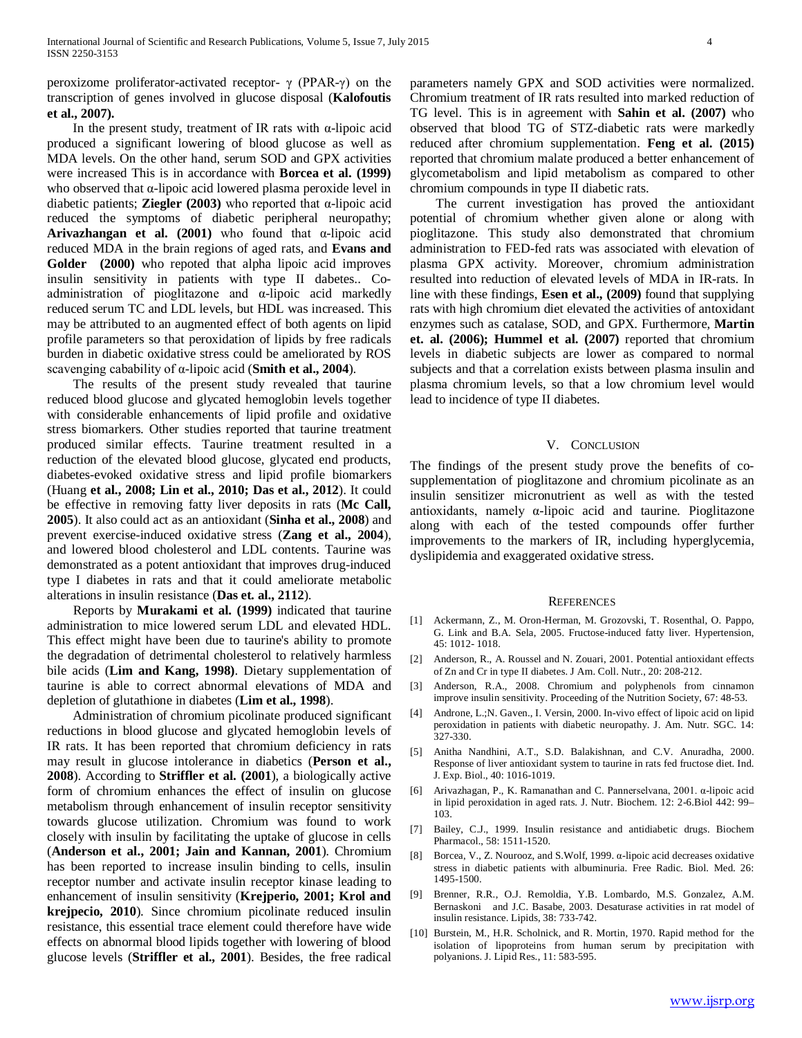peroxizome proliferator-activated receptor- γ (PPAR-γ) on the transcription of genes involved in glucose disposal (**Kalofoutis et al., 2007).**

In the present study, treatment of IR rats with α-lipoic acid produced a significant lowering of blood glucose as well as MDA levels. On the other hand, serum SOD and GPX activities were increased This is in accordance with **Borcea et al. (1999)** who observed that α-lipoic acid lowered plasma peroxide level in diabetic patients; **Ziegler (2003)** who reported that α-lipoic acid reduced the symptoms of diabetic peripheral neuropathy; **Arivazhangan et al. (2001)** who found that α-lipoic acid reduced MDA in the brain regions of aged rats, and **Evans and Golder (2000)** who repoted that alpha lipoic acid improves insulin sensitivity in patients with type II dabetes.. Co-administration of pioglitazone and α-lipoic acid markedly reduced serum TC and LDL levels, but HDL was increased. This may be attributed to an augmented effect of both agents on lipid profile parameters so that peroxidation of lipids by free radicals burden in diabetic oxidative stress could be ameliorated by ROS scavenging cabability of α-lipoic acid (**Smith et al., 2004**).

The results of the present study revealed that taurine reduced blood glucose and glycated hemoglobin levels together with considerable enhancements of lipid profile and oxidative stress biomarkers. Other studies reported that taurine treatment produced similar effects. Taurine treatment resulted in a reduction of the elevated blood glucose, glycated end products, diabetes-evoked oxidative stress and lipid profile biomarkers (Huang **et al., 2008; Lin et al., 2010; Das et al., 2012**). It could be effective in removing fatty liver deposits in rats (**Mc Call, 2005**). It also could act as an antioxidant (**Sinha et al., 2008**) and prevent exercise-induced oxidative stress (**Zang et al., 2004**), and lowered blood cholesterol and LDL contents. Taurine was demonstrated as a potent antioxidant that improves drug-induced type I diabetes in rats and that it could ameliorate metabolic alterations in insulin resistance (**Das et. al., 2112**).

Reports by **Murakami et al. (1999)** indicated that taurine administration to mice lowered serum LDL and elevated HDL. This effect might have been due to taurine's ability to promote the degradation of detrimental cholesterol to relatively harmless bile acids (**Lim and Kang, 1998)**. Dietary supplementation of taurine is able to correct abnormal elevations of MDA and depletion of glutathione in diabetes (**Lim et al., 1998**).

Administration of chromium picolinate produced significant reductions in blood glucose and glycated hemoglobin levels of IR rats. It has been reported that chromium deficiency in rats may result in glucose intolerance in diabetics (**Person et al., 2008**). According to **Striffler et al. (2001**), a biologically active form of chromium enhances the effect of insulin on glucose metabolism through enhancement of insulin receptor sensitivity towards glucose utilization. Chromium was found to work closely with insulin by facilitating the uptake of glucose in cells (**Anderson et al., 2001; Jain and Kannan, 2001**). Chromium has been reported to increase insulin binding to cells, insulin receptor number and activate insulin receptor kinase leading to enhancement of insulin sensitivity (**Krejperio, 2001; Krol and krejpecio, 2010**). Since chromium picolinate reduced insulin resistance, this essential trace element could therefore have wide effects on abnormal blood lipids together with lowering of blood glucose levels (**Striffler et al., 2001**). Besides, the free radical parameters namely GPX and SOD activities were normalized. Chromium treatment of IR rats resulted into marked reduction of TG level. This is in agreement with **Sahin et al. (2007)** who observed that blood TG of STZ-diabetic rats were markedly reduced after chromium supplementation. **Feng et al. (2015)** reported that chromium malate produced a better enhancement of glycometabolism and lipid metabolism as compared to other chromium compounds in type II diabetic rats.

The current investigation has proved the antioxidant potential of chromium whether given alone or along with pioglitazone. This study also demonstrated that chromium administration to FED-fed rats was associated with elevation of plasma GPX activity. Moreover, chromium administration resulted into reduction of elevated levels of MDA in IR-rats. In line with these findings, **Esen et al., (2009)** found that supplying rats with high chromium diet elevated the activities of antoxidant enzymes such as catalase, SOD, and GPX. Furthermore, **Martin et. al. (2006); Hummel et al. (2007)** reported that chromium levels in diabetic subjects are lower as compared to normal subjects and that a correlation exists between plasma insulin and plasma chromium levels, so that a low chromium level would lead to incidence of type II diabetes.

## V. Conclusion

The findings of the present study prove the benefits of co-supplementation of pioglitazone and chromium picolinate as an insulin sensitizer micronutrient as well as with the tested antioxidants, namely α-lipoic acid and taurine. Pioglitazone along with each of the tested compounds offer further improvements to the markers of IR, including hyperglycemia, dyslipidemia and exaggerated oxidative stress.

## References

[1] Ackermann, Z., M. Oron-Herman, M. Grozovski, T. Rosenthal, O. Pappo, G. Link and B.A. Sela, 2005. Fructose-induced fatty liver. Hypertension, 45: 1012- 1018.

[2] Anderson, R., A. Roussel and N. Zouari, 2001. Potential antioxidant effects of Zn and Cr in type II diabetes. J Am. Coll. Nutr., 20: 208-212.

[3] Anderson, R.A., 2008. Chromium and polyphenols from cinnamon improve insulin sensitivity. Proceeding of the Nutrition Society, 67: 48-53.

[4] Androne, L.;N. Gaven., I. Versin, 2000. In-vivo effect of lipoic acid on lipid peroxidation in patients with diabetic neuropathy. J. Am. Nutr. SGC. 14: 327-330.

[5] Anitha Nandhini, A.T., S.D. Balakishnan, and C.V. Anuradha, 2000. Response of liver antioxidant system to taurine in rats fed fructose diet. Ind. J. Exp. Biol., 40: 1016-1019.

[6] Arivazhagan, P., K. Ramanathan and C. Pannerselvana, 2001. α-lipoic acid in lipid peroxidation in aged rats. J. Nutr. Biochem. 12: 2-6.Biol 442: 99–103.

[7] Bailey, C.J., 1999. Insulin resistance and antidiabetic drugs. Biochem Pharmacol., 58: 1511-1520.

[8] Borcea, V., Z. Nourooz, and S.Wolf, 1999. α-lipoic acid decreases oxidative stress in diabetic patients with albuminuria. Free Radic. Biol. Med. 26: 1495-1500.

[9] Brenner, R.R., O.J. Remoldia, Y.B. Lombardo, M.S. Gonzalez, A.M. Bernaskoni and J.C. Basabe, 2003. Desaturase activities in rat model of insulin resistance. Lipids, 38: 733-742.

[10] Burstein, M., H.R. Scholnick, and R. Mortin, 1970. Rapid method for the isolation of lipoproteins from human serum by precipitation with polyanions. J. Lipid Res., 11: 583-595.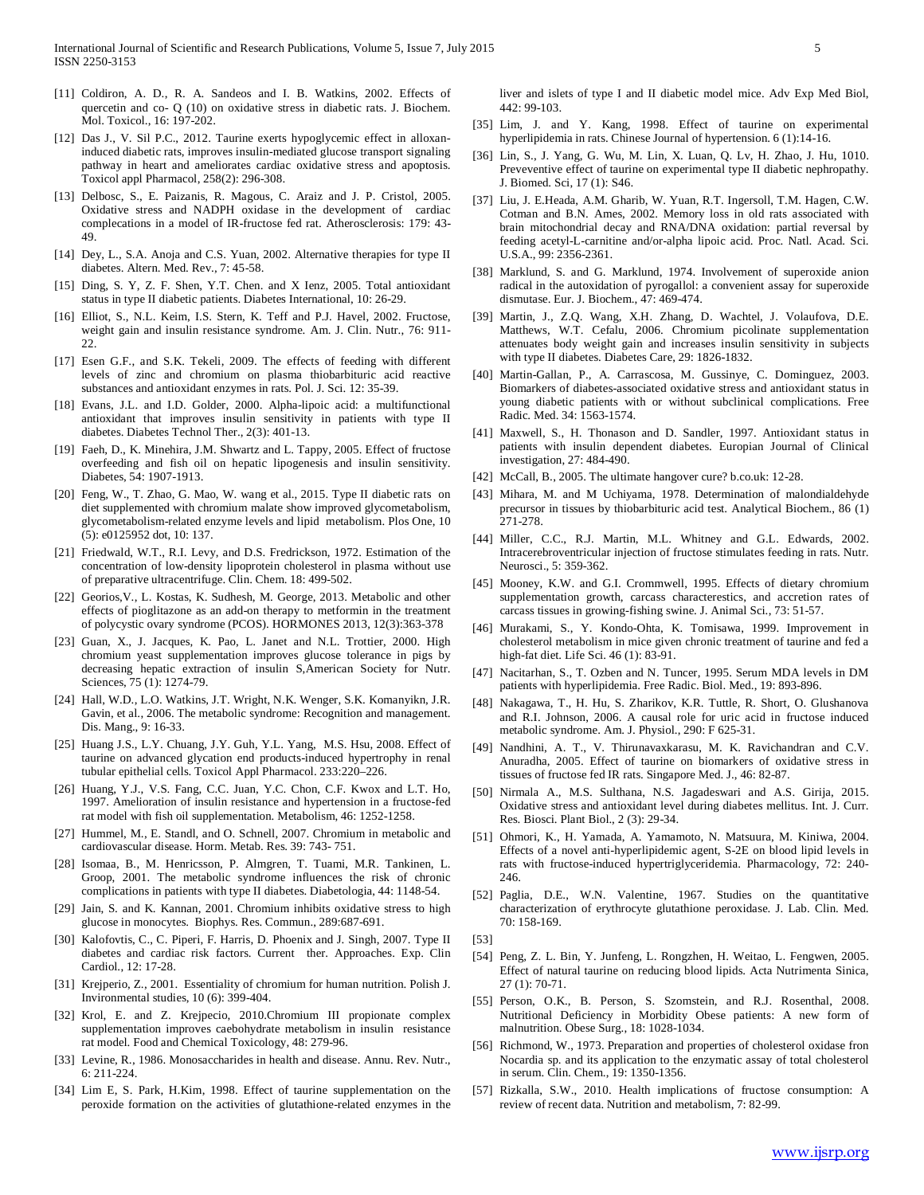[11] Coldiron, A. D., R. A. Sandeos and I. B. Watkins, 2002. Effects of quercetin and co- Q (10) on oxidative stress in diabetic rats. J. Biochem. Mol. Toxicol., 16: 197-202.

[12] Das J., V. Sil P.C., 2012. Taurine exerts hypoglycemic effect in alloxan-induced diabetic rats, improves insulin-mediated glucose transport signaling pathway in heart and ameliorates cardiac oxidative stress and apoptosis. Toxicol appl Pharmacol, 258(2): 296-308.

[13] Delbosc, S., E. Paizanis, R. Magous, C. Araiz and J. P. Cristol, 2005. Oxidative stress and NADPH oxidase in the development of cardiac complecations in a model of IR-fructose fed rat. Atherosclerosis: 179: 43-49.

[14] Dey, L., S.A. Anoja and C.S. Yuan, 2002. Alternative therapies for type II diabetes. Altern. Med. Rev., 7: 45-58.

[15] Ding, S. Y, Z. F. Shen, Y.T. Chen. and X Ienz, 2005. Total antioxidant status in type II diabetic patients. Diabetes International, 10: 26-29.

[16] Elliot, S., N.L. Keim, I.S. Stern, K. Teff and P.J. Havel, 2002. Fructose, weight gain and insulin resistance syndrome. Am. J. Clin. Nutr., 76: 911-22.

[17] Esen G.F., and S.K. Tekeli, 2009. The effects of feeding with different levels of zinc and chromium on plasma thiobarbituric acid reactive substances and antioxidant enzymes in rats. Pol. J. Sci. 12: 35-39.

[18] Evans, J.L. and I.D. Golder, 2000. Alpha-lipoic acid: a multifunctional antioxidant that improves insulin sensitivity in patients with type II diabetes. Diabetes Technol Ther., 2(3): 401-13.

[19] Faeh, D., K. Minehira, J.M. Shwartz and L. Tappy, 2005. Effect of fructose overfeeding and fish oil on hepatic lipogenesis and insulin sensitivity. Diabetes, 54: 1907-1913.

[20] Feng, W., T. Zhao, G. Mao, W. wang et al., 2015. Type II diabetic rats on diet supplemented with chromium malate show improved glycometabolism, glycometabolism-related enzyme levels and lipid metabolism. Plos One, 10 (5): e0125952 dot, 10: 137.

[21] Friedwald, W.T., R.I. Levy, and D.S. Fredrickson, 1972. Estimation of the concentration of low-density lipoprotein cholesterol in plasma without use of preparative ultracentrifuge. Clin. Chem. 18: 499-502.

[22] Georios,V., L. Kostas, K. Sudhesh, M. George, 2013. Metabolic and other effects of pioglitazone as an add-on therapy to metformin in the treatment of polycystic ovary syndrome (PCOS). HORMONES 2013, 12(3):363-378

[23] Guan, X., J. Jacques, K. Pao, L. Janet and N.L. Trottier, 2000. High chromium yeast supplementation improves glucose tolerance in pigs by decreasing hepatic extraction of insulin S,American Society for Nutr. Sciences, 75 (1): 1274-79.

[24] Hall, W.D., L.O. Watkins, J.T. Wright, N.K. Wenger, S.K. Komanyikn, J.R. Gavin, et al., 2006. The metabolic syndrome: Recognition and management. Dis. Mang., 9: 16-33.

[25] Huang J.S., L.Y. Chuang, J.Y. Guh, Y.L. Yang, M.S. Hsu, 2008. Effect of taurine on advanced glycation end products-induced hypertrophy in renal tubular epithelial cells. Toxicol Appl Pharmacol. 233:220–226.

[26] Huang, Y.J., V.S. Fang, C.C. Juan, Y.C. Chon, C.F. Kwox and L.T. Ho, 1997. Amelioration of insulin resistance and hypertension in a fructose-fed rat model with fish oil supplementation. Metabolism, 46: 1252-1258.

[27] Hummel, M., E. Standl, and O. Schnell, 2007. Chromium in metabolic and cardiovascular disease. Horm. Metab. Res. 39: 743- 751.

[28] Isomaa, B., M. Henricsson, P. Almgren, T. Tuami, M.R. Tankinen, L. Groop, 2001. The metabolic syndrome influences the risk of chronic complications in patients with type II diabetes. Diabetologia, 44: 1148-54.

[29] Jain, S. and K. Kannan, 2001. Chromium inhibits oxidative stress to high glucose in monocytes. Biophys. Res. Commun., 289:687-691.

[30] Kalofovtis, C., C. Piperi, F. Harris, D. Phoenix and J. Singh, 2007. Type II diabetes and cardiac risk factors. Current ther. Approaches. Exp. Clin Cardiol., 12: 17-28.

[31] Krejperio, Z., 2001. Essentiality of chromium for human nutrition. Polish J. Invironmental studies, 10 (6): 399-404.

[32] Krol, E. and Z. Krejpecio, 2010.Chromium III propionate complex supplementation improves caebohydrate metabolism in insulin resistance rat model. Food and Chemical Toxicology, 48: 279-96.

[33] Levine, R., 1986. Monosaccharides in health and disease. Annu. Rev. Nutr., 6: 211-224.

[34] Lim E, S. Park, H.Kim, 1998. Effect of taurine supplementation on the peroxide formation on the activities of glutathione-related enzymes in the liver and islets of type I and II diabetic model mice. Adv Exp Med Biol, 442: 99-103.

[35] Lim, J. and Y. Kang, 1998. Effect of taurine on experimental hyperlipidemia in rats. Chinese Journal of hypertension. 6 (1):14-16.

[36] Lin, S., J. Yang, G. Wu, M. Lin, X. Luan, Q. Lv, H. Zhao, J. Hu, 1010. Preveventive effect of taurine on experimental type II diabetic nephropathy. J. Biomed. Sci, 17 (1): S46.

[37] Liu, J. E.Heada, A.M. Gharib, W. Yuan, R.T. Ingersoll, T.M. Hagen, C.W. Cotman and B.N. Ames, 2002. Memory loss in old rats associated with brain mitochondrial decay and RNA/DNA oxidation: partial reversal by feeding acetyl-L-carnitine and/or-alpha lipoic acid. Proc. Natl. Acad. Sci. U.S.A., 99: 2356-2361.

[38] Marklund, S. and G. Marklund, 1974. Involvement of superoxide anion radical in the autoxidation of pyrogallol: a convenient assay for superoxide dismutase. Eur. J. Biochem., 47: 469-474.

[39] Martin, J., Z.Q. Wang, X.H. Zhang, D. Wachtel, J. Volaufova, D.E. Matthews, W.T. Cefalu, 2006. Chromium picolinate supplementation attenuates body weight gain and increases insulin sensitivity in subjects with type II diabetes. Diabetes Care, 29: 1826-1832.

[40] Martin-Gallan, P., A. Carrascosa, M. Gussinye, C. Dominguez, 2003. Biomarkers of diabetes-associated oxidative stress and antioxidant status in young diabetic patients with or without subclinical complications. Free Radic. Med. 34: 1563-1574.

[41] Maxwell, S., H. Thonason and D. Sandler, 1997. Antioxidant status in patients with insulin dependent diabetes. Europian Journal of Clinical investigation, 27: 484-490.

[42] McCall, B., 2005. The ultimate hangover cure? b.co.uk: 12-28.

[43] Mihara, M. and M Uchiyama, 1978. Determination of malondialdehyde precursor in tissues by thiobarbituric acid test. Analytical Biochem., 86 (1) 271-278.

[44] Miller, C.C., R.J. Martin, M.L. Whitney and G.L. Edwards, 2002. Intracerebroventricular injection of fructose stimulates feeding in rats. Nutr. Neurosci., 5: 359-362.

[45] Mooney, K.W. and G.I. Crommwell, 1995. Effects of dietary chromium supplementation growth, carcass characterestics, and accretion rates of carcass tissues in growing-fishing swine. J. Animal Sci., 73: 51-57.

[46] Murakami, S., Y. Kondo-Ohta, K. Tomisawa, 1999. Improvement in cholesterol metabolism in mice given chronic treatment of taurine and fed a high-fat diet. Life Sci. 46 (1): 83-91.

[47] Nacitarhan, S., T. Ozben and N. Tuncer, 1995. Serum MDA levels in DM patients with hyperlipidemia. Free Radic. Biol. Med., 19: 893-896.

[48] Nakagawa, T., H. Hu, S. Zharikov, K.R. Tuttle, R. Short, O. Glushanova and R.I. Johnson, 2006. A causal role for uric acid in fructose induced metabolic syndrome. Am. J. Physiol., 290: F 625-31.

[49] Nandhini, A. T., V. Thirunavaxkarasu, M. K. Ravichandran and C.V. Anuradha, 2005. Effect of taurine on biomarkers of oxidative stress in tissues of fructose fed IR rats. Singapore Med. J., 46: 82-87.

[50] Nirmala A., M.S. Sulthana, N.S. Jagadeswari and A.S. Girija, 2015. Oxidative stress and antioxidant level during diabetes mellitus. Int. J. Curr. Res. Biosci. Plant Biol., 2 (3): 29-34.

[51] Ohmori, K., H. Yamada, A. Yamamoto, N. Matsuura, M. Kiniwa, 2004. Effects of a novel anti-hyperlipidemic agent, S-2E on blood lipid levels in rats with fructose-induced hypertriglyceridemia. Pharmacology, 72: 240-246.

[52] Paglia, D.E., W.N. Valentine, 1967. Studies on the quantitative characterization of erythrocyte glutathione peroxidase. J. Lab. Clin. Med. 70: 158-169.

[53]

[54] Peng, Z. L. Bin, Y. Junfeng, L. Rongzhen, H. Weitao, L. Fengwen, 2005. Effect of natural taurine on reducing blood lipids. Acta Nutrimenta Sinica, 27 (1): 70-71.

[55] Person, O.K., B. Person, S. Szomstein, and R.J. Rosenthal, 2008. Nutritional Deficiency in Morbidity Obese patients: A new form of malnutrition. Obese Surg., 18: 1028-1034.

[56] Richmond, W., 1973. Preparation and properties of cholesterol oxidase fron Nocardia sp. and its application to the enzymatic assay of total cholesterol in serum. Clin. Chem., 19: 1350-1356.

[57] Rizkalla, S.W., 2010. Health implications of fructose consumption: A review of recent data. Nutrition and metabolism, 7: 82-99.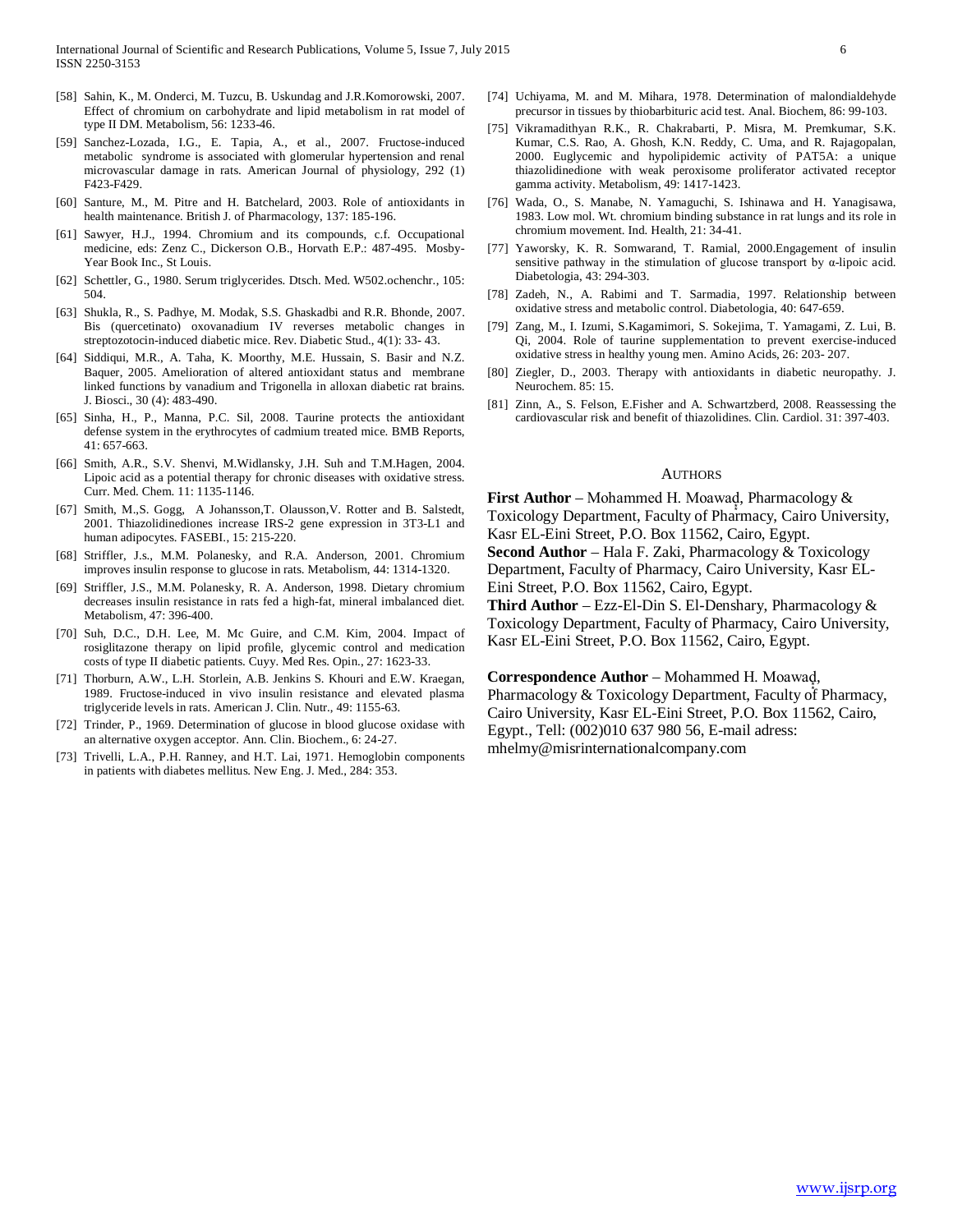[58] Sahin, K., M. Onderci, M. Tuzcu, B. Uskundag and J.R.Komorowski, 2007. Effect of chromium on carbohydrate and lipid metabolism in rat model of type II DM. Metabolism, 56: 1233-46.

[59] Sanchez-Lozada, I.G., E. Tapia, A., et al., 2007. Fructose-induced metabolic syndrome is associated with glomerular hypertension and renal microvascular damage in rats. American Journal of physiology, 292 (1) F423-F429.

[60] Santure, M., M. Pitre and H. Batchelard, 2003. Role of antioxidants in health maintenance. British J. of Pharmacology, 137: 185-196.

[61] Sawyer, H.J., 1994. Chromium and its compounds, c.f. Occupational medicine, eds: Zenz C., Dickerson O.B., Horvath E.P.: 487-495. Mosby-Year Book Inc., St Louis.

[62] Schettler, G., 1980. Serum triglycerides. Dtsch. Med. W502.ochenchr., 105: 504.

[63] Shukla, R., S. Padhye, M. Modak, S.S. Ghaskadbi and R.R. Bhonde, 2007. Bis (quercetinato) oxovanadium IV reverses metabolic changes in streptozotocin-induced diabetic mice. Rev. Diabetic Stud., 4(1): 33- 43.

[64] Siddiqui, M.R., A. Taha, K. Moorthy, M.E. Hussain, S. Basir and N.Z. Baquer, 2005. Amelioration of altered antioxidant status and membrane linked functions by vanadium and Trigonella in alloxan diabetic rat brains. J. Biosci., 30 (4): 483-490.

[65] Sinha, H., P., Manna, P.C. Sil, 2008. Taurine protects the antioxidant defense system in the erythrocytes of cadmium treated mice. BMB Reports, 41: 657-663.

[66] Smith, A.R., S.V. Shenvi, M.Widlansky, J.H. Suh and T.M.Hagen, 2004. Lipoic acid as a potential therapy for chronic diseases with oxidative stress. Curr. Med. Chem. 11: 1135-1146.

[67] Smith, M.,S. Gogg, A Johansson,T. Olausson,V. Rotter and B. Salstedt, 2001. Thiazolidinediones increase IRS-2 gene expression in 3T3-L1 and human adipocytes. FASEBI., 15: 215-220.

[68] Striffler, J.s., M.M. Polanesky, and R.A. Anderson, 2001. Chromium improves insulin response to glucose in rats. Metabolism, 44: 1314-1320.

[69] Striffler, J.S., M.M. Polanesky, R. A. Anderson, 1998. Dietary chromium decreases insulin resistance in rats fed a high-fat, mineral imbalanced diet. Metabolism, 47: 396-400.

[70] Suh, D.C., D.H. Lee, M. Mc Guire, and C.M. Kim, 2004. Impact of rosiglitazone therapy on lipid profile, glycemic control and medication costs of type II diabetic patients. Cuyy. Med Res. Opin., 27: 1623-33.

[71] Thorburn, A.W., L.H. Storlein, A.B. Jenkins S. Khouri and E.W. Kraegan, 1989. Fructose-induced in vivo insulin resistance and elevated plasma triglyceride levels in rats. American J. Clin. Nutr., 49: 1155-63.

[72] Trinder, P., 1969. Determination of glucose in blood glucose oxidase with an alternative oxygen acceptor. Ann. Clin. Biochem., 6: 24-27.

[73] Trivelli, L.A., P.H. Ranney, and H.T. Lai, 1971. Hemoglobin components in patients with diabetes mellitus. New Eng. J. Med., 284: 353.

[74] Uchiyama, M. and M. Mihara, 1978. Determination of malondialdehyde precursor in tissues by thiobarbituric acid test. Anal. Biochem, 86: 99-103.

[75] Vikramadithyan R.K., R. Chakrabarti, P. Misra, M. Premkumar, S.K. Kumar, C.S. Rao, A. Ghosh, K.N. Reddy, C. Uma, and R. Rajagopalan, 2000. Euglycemic and hypolipidemic activity of PAT5A: a unique thiazolidinedione with weak peroxisome proliferator activated receptor gamma activity. Metabolism, 49: 1417-1423.

[76] Wada, O., S. Manabe, N. Yamaguchi, S. Ishinawa and H. Yanagisawa, 1983. Low mol. Wt. chromium binding substance in rat lungs and its role in chromium movement. Ind. Health, 21: 34-41.

[77] Yaworsky, K. R. Somwarand, T. Ramial, 2000.Engagement of insulin sensitive pathway in the stimulation of glucose transport by α-lipoic acid. Diabetologia, 43: 294-303.

[78] Zadeh, N., A. Rabimi and T. Sarmadia, 1997. Relationship between oxidative stress and metabolic control. Diabetologia, 40: 647-659.

[79] Zang, M., I. Izumi, S.Kagamimori, S. Sokejima, T. Yamagami, Z. Lui, B. Qi, 2004. Role of taurine supplementation to prevent exercise-induced oxidative stress in healthy young men. Amino Acids, 26: 203- 207.

[80] Ziegler, D., 2003. Therapy with antioxidants in diabetic neuropathy. J. Neurochem. 85: 15.

[81] Zinn, A., S. Felson, E.Fisher and A. Schwartzberd, 2008. Reassessing the cardiovascular risk and benefit of thiazolidines. Clin. Cardiol. 31: 397-403.

## Authors

**First Author** – Mohammed H. Moawad, Pharmacology & Toxicology Department, Faculty of Pharmacy, Cairo University, Kasr EL-Eini Street, P.O. Box 11562, Cairo, Egypt.
**Second Author** – Hala F. Zaki, Pharmacology & Toxicology Department, Faculty of Pharmacy, Cairo University, Kasr EL-Eini Street, P.O. Box 11562, Cairo, Egypt.
**Third Author** – Ezz-El-Din S. El-Denshary, Pharmacology & Toxicology Department, Faculty of Pharmacy, Cairo University, Kasr EL-Eini Street, P.O. Box 11562, Cairo, Egypt.

**Correspondence Author** – Mohammed H. Moawad, Pharmacology & Toxicology Department, Faculty of Pharmacy, Cairo University, Kasr EL-Eini Street, P.O. Box 11562, Cairo, Egypt., Tell: (002)010 637 980 56, E-mail adress: mhelmy@misrinternationalcompany.com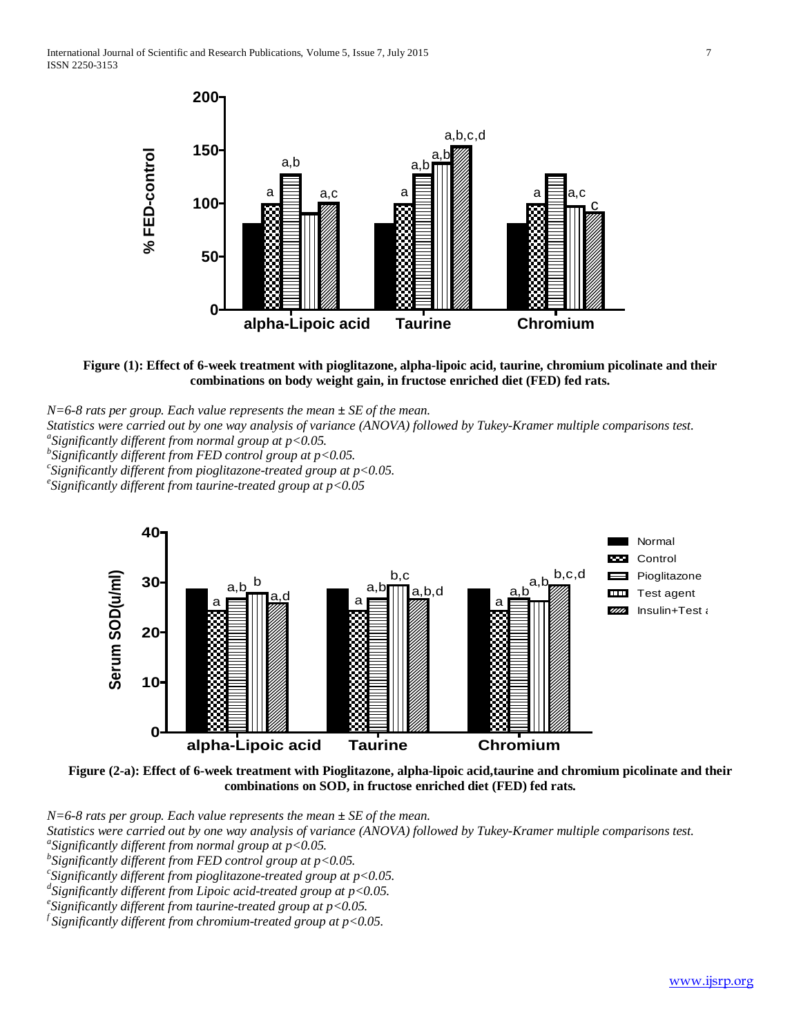**Figure (1): Effect of 6-week treatment with pioglitazone, alpha-lipoic acid, taurine, chromium picolinate and their combinations on body weight gain, in fructose enriched diet (FED) fed rats.**

*N=6-8 rats per group. Each value represents the mean ± SE of the mean.*

*Statistics were carried out by one way analysis of variance (ANOVA) followed by Tukey-Kramer multiple comparisons test.*

[a]*Significantly different from normal group at* $p<0.05$.

[b]*Significantly different from FED control group at* $p<0.05$.

[c]*Significantly different from pioglitazone-treated group at* $p<0.05$.

[e]*Significantly different from taurine-treated group at* $p<0.05$

**Figure (2-a): Effect of 6-week treatment with Pioglitazone, alpha-lipoic acid,taurine and chromium picolinate and their combinations on SOD, in fructose enriched diet (FED) fed rats.**

*N=6-8 rats per group. Each value represents the mean ± SE of the mean.*

*Statistics were carried out by one way analysis of variance (ANOVA) followed by Tukey-Kramer multiple comparisons test.*

[a]*Significantly different from normal group at* $p<0.05$.

[b]*Significantly different from FED control group at* $p<0.05$.

[c]*Significantly different from pioglitazone-treated group at* $p<0.05$.

[d]*Significantly different from Lipoic acid-treated group at* $p<0.05$.

[e]*Significantly different from taurine-treated group at* $p<0.05$.

[f]*Significantly different from chromium-treated group at* $p<0.05$.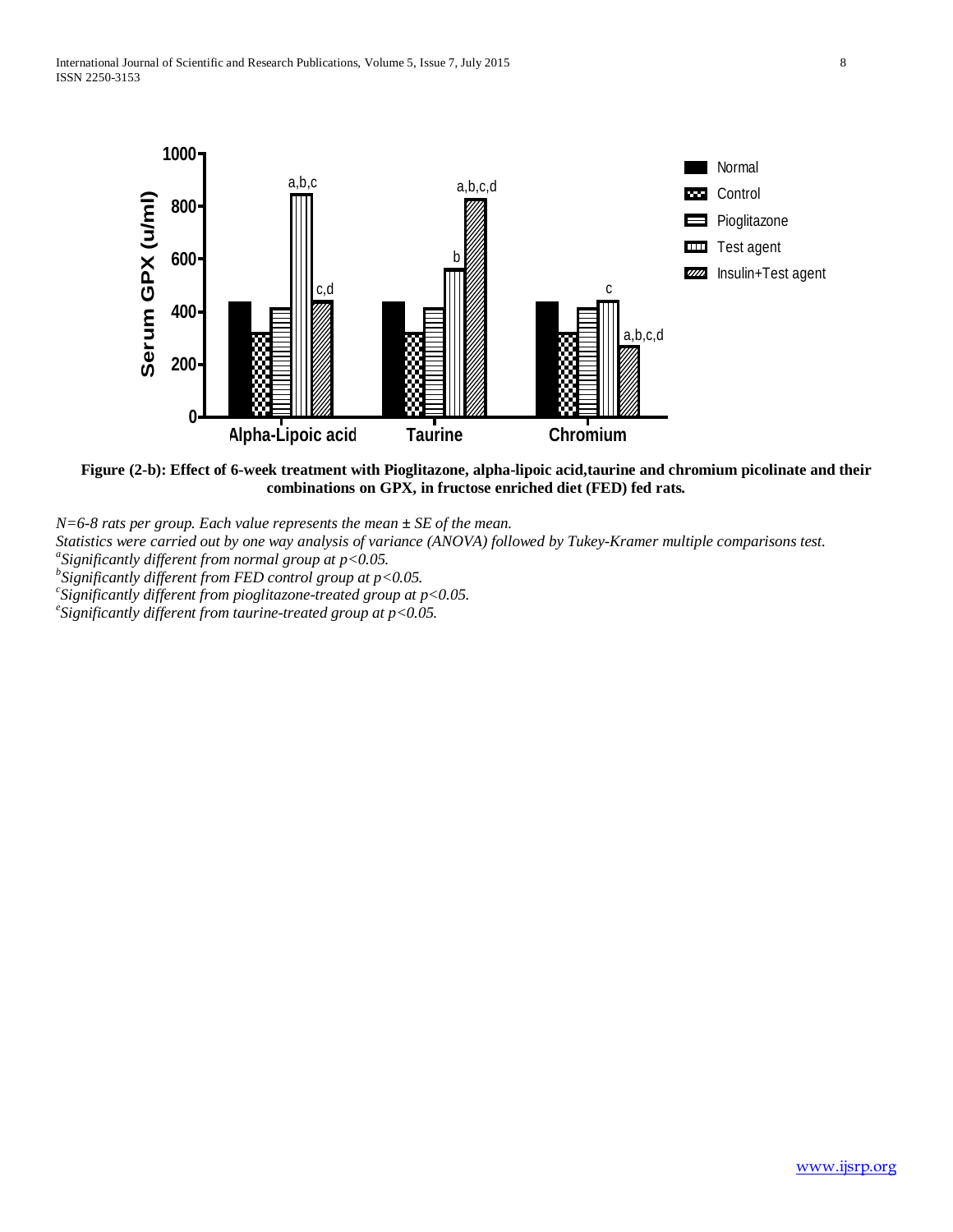**Figure (2-b): Effect of 6-week treatment with Pioglitazone, alpha-lipoic acid,taurine and chromium picolinate and their combinations on GPX, in fructose enriched diet (FED) fed rats.**

*N=6-8 rats per group. Each value represents the mean ± SE of the mean.*

*Statistics were carried out by one way analysis of variance (ANOVA) followed by Tukey-Kramer multiple comparisons test.*

[a]*Significantly different from normal group at p<0.05.*

[b]*Significantly different from FED control group at p<0.05.*

[c]*Significantly different from pioglitazone-treated group at p<0.05.*

[e]*Significantly different from taurine-treated group at p<0.05.*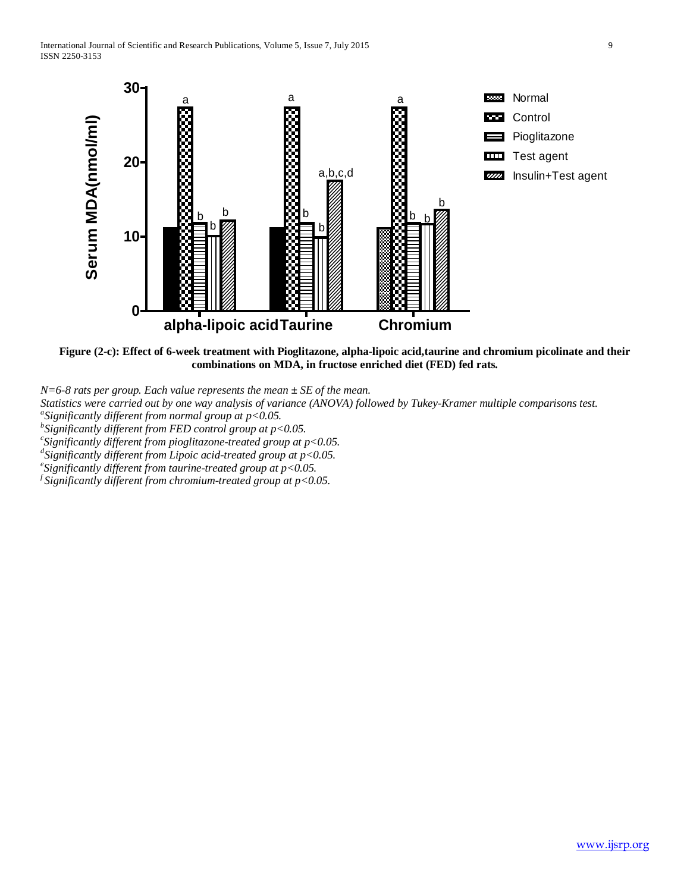**Figure (2-c): Effect of 6-week treatment with Pioglitazone, alpha-lipoic acid,taurine and chromium picolinate and their combinations on MDA, in fructose enriched diet (FED) fed rats.**

*N=6-8 rats per group. Each value represents the mean ± SE of the mean.*

*Statistics were carried out by one way analysis of variance (ANOVA) followed by Tukey-Kramer multiple comparisons test.*

*[a]Significantly different from normal group at $p<0.05$.*

*[b]Significantly different from FED control group at $p<0.05$.*

*[c]Significantly different from pioglitazone-treated group at $p<0.05$.*

*[d]Significantly different from Lipoic acid-treated group at $p<0.05$.*

*[e]Significantly different from taurine-treated group at $p<0.05$.*

*[f]Significantly different from chromium-treated group at $p<0.05$.*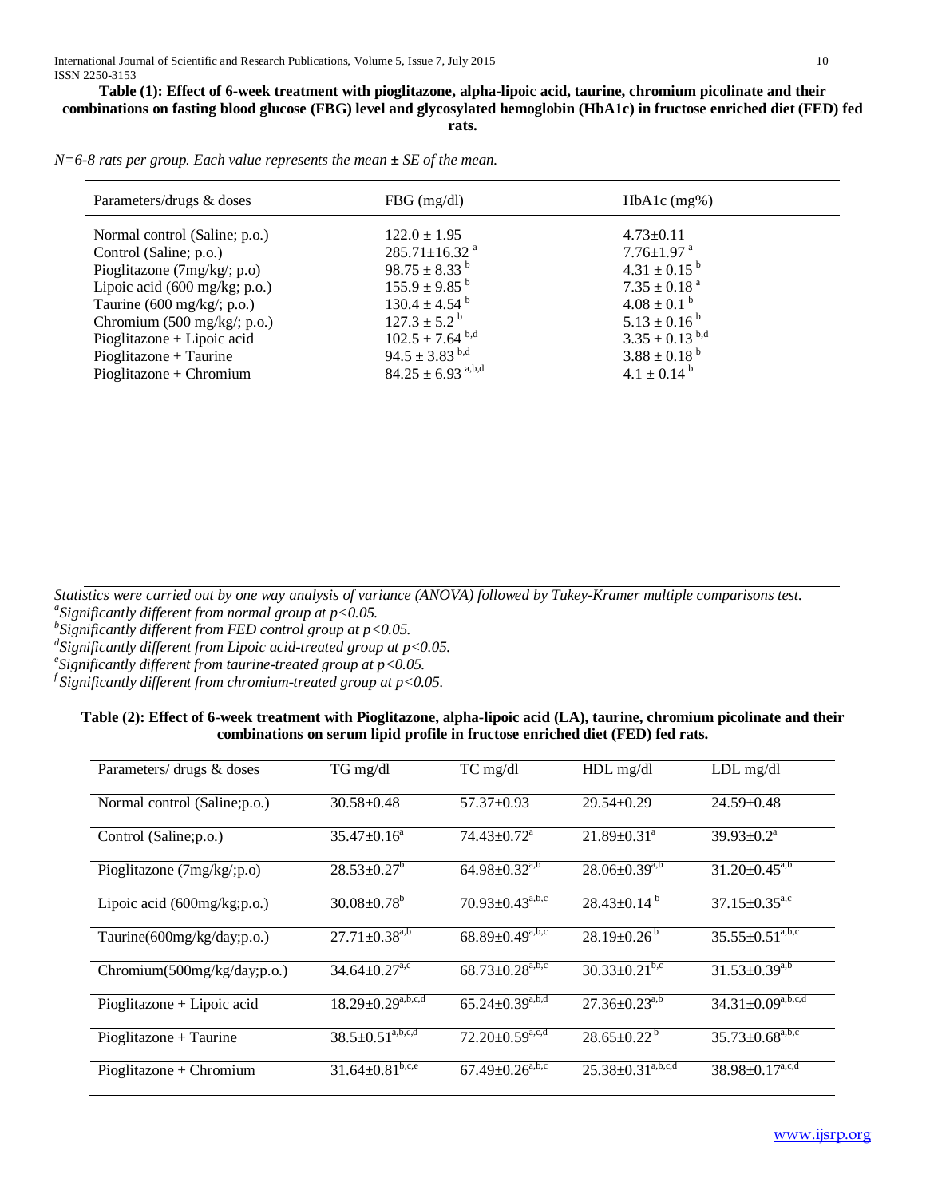**Table (1): Effect of 6-week treatment with pioglitazone, alpha-lipoic acid, taurine, chromium picolinate and their combinations on fasting blood glucose (FBG) level and glycosylated hemoglobin (HbA1c) in fructose enriched diet (FED) fed rats.**

*N=6-8 rats per group. Each value represents the mean ± SE of the mean.*

| Parameters/drugs & doses | FBG (mg/dl) | HbA1c (mg%) |
|---|---|---|
| Normal control (Saline; p.o.) | 122.0 ± 1.95 | 4.73±0.11 |
| Control (Saline; p.o.) | 285.71±16.32 [a] | 7.76±1.97 [a] |
| Pioglitazone (7mg/kg/; p.o) | 98.75 ± 8.33 [b] | 4.31 ± 0.15 [b] |
| Lipoic acid (600 mg/kg; p.o.) | 155.9 ± 9.85 [b] | 7.35 ± 0.18 [a] |
| Taurine (600 mg/kg/; p.o.) | 130.4 ± 4.54 [b] | 4.08 ± 0.1 [b] |
| Chromium (500 mg/kg/; p.o.) | 127.3 ± 5.2 [b] | 5.13 ± 0.16 [b] |
| Pioglitazone + Lipoic acid | 102.5 ± 7.64 [b,d] | 3.35 ± 0.13 [b,d] |
| Pioglitazone + Taurine | 94.5 ± 3.83 [b,d] | 3.88 ± 0.18 [b] |
| Pioglitazone + Chromium | 84.25 ± 6.93 [a,b,d] | 4.1 ± 0.14 [b] |

*Statistics were carried out by one way analysis of variance (ANOVA) followed by Tukey-Kramer multiple comparisons test.*
*[a]Significantly different from normal group at $p<0.05$.*
*[b]Significantly different from FED control group at $p<0.05$.*
*[d]Significantly different from Lipoic acid-treated group at $p<0.05$.*
*[e]Significantly different from taurine-treated group at $p<0.05$.*
*[f]Significantly different from chromium-treated group at $p<0.05$.*

**Table (2): Effect of 6-week treatment with Pioglitazone, alpha-lipoic acid (LA), taurine, chromium picolinate and their combinations on serum lipid profile in fructose enriched diet (FED) fed rats.**

| Parameters/ drugs & doses | TG mg/dl | TC mg/dl | HDL mg/dl | LDL mg/dl |
|---|---|---|---|---|
| Normal control (Saline;p.o.) | 30.58±0.48 | 57.37±0.93 | 29.54±0.29 | 24.59±0.48 |
| Control (Saline;p.o.) | 35.47±0.16[a] | 74.43±0.72[a] | 21.89±0.31[a] | 39.93±0.2[a] |
| Pioglitazone (7mg/kg/;p.o) | 28.53±0.27[b] | 64.98±0.32[a,b] | 28.06±0.39[a,b] | 31.20±0.45[a,b] |
| Lipoic acid (600mg/kg;p.o.) | 30.08±0.78[b] | 70.93±0.43[a,b,c] | 28.43±0.14[b] | 37.15±0.35[a,c] |
| Taurine(600mg/kg/day;p.o.) | 27.71±0.38[a,b] | 68.89±0.49[a,b,c] | 28.19±0.26[b] | 35.55±0.51[a,b,c] |
| Chromium(500mg/kg/day;p.o.) | 34.64±0.27[a,c] | 68.73±0.28[a,b,c] | 30.33±0.21[b,c] | 31.53±0.39[a,b] |
| Pioglitazone + Lipoic acid | 18.29±0.29[a,b,c,d] | 65.24±0.39[a,b,d] | 27.36±0.23[a,b] | 34.31±0.09[a,b,c,d] |
| Pioglitazone + Taurine | 38.5±0.51[a,b,c,d] | 72.20±0.59[a,c,d] | 28.65±0.22[b] | 35.73±0.68[a,b,c] |
| Pioglitazone + Chromium | 31.64±0.81[b,c,e] | 67.49±0.26[a,b,c] | 25.38±0.31[a,b,c,d] | 38.98±0.17[a,c,d] |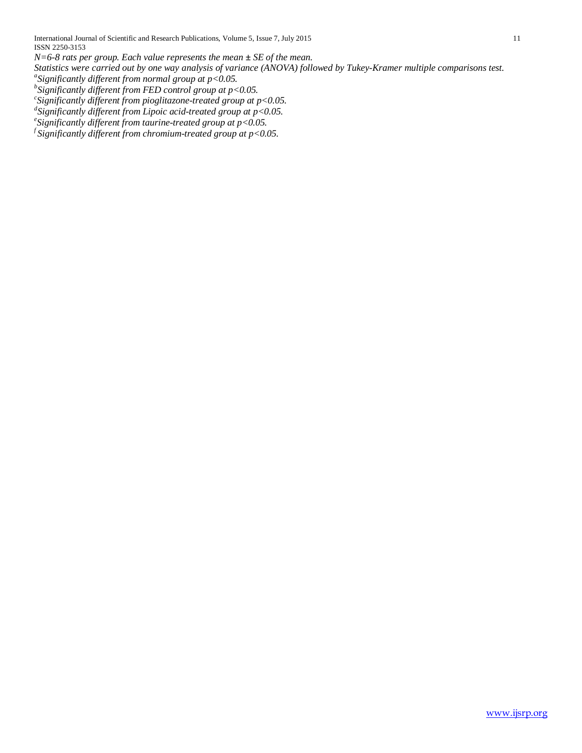*N=6-8 rats per group. Each value represents the mean ± SE of the mean.*

*Statistics were carried out by one way analysis of variance (ANOVA) followed by Tukey-Kramer multiple comparisons test.*

*[a]Significantly different from normal group at $p<0.05$.*

*[b]Significantly different from FED control group at $p<0.05$.*

*[c]Significantly different from pioglitazone-treated group at $p<0.05$.*

*[d]Significantly different from Lipoic acid-treated group at $p<0.05$.*

*[e]Significantly different from taurine-treated group at $p<0.05$.*

*[f]Significantly different from chromium-treated group at $p<0.05$.*